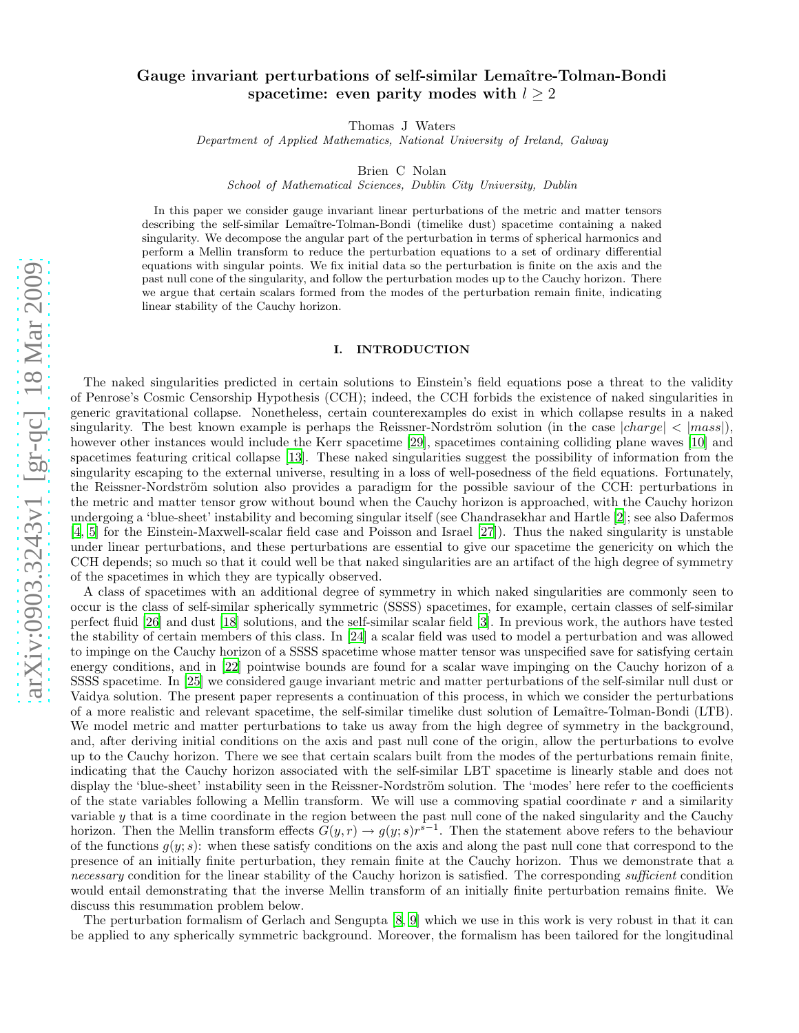# Gauge invariant perturbations of self-similar Lemaître-Tolman-Bondi spacetime: even parity modes with $l \geq 2$

Thomas J Waters

*Department of Applied Mathematics, National University of Ireland, Galway*

Brien C Nolan

*School of Mathematical Sciences, Dublin City University, Dublin*

In this paper we consider gauge invariant linear perturbations of the metric and matter tensors describing the self-similar Lemaître-Tolman-Bondi (timelike dust) spacetime containing a naked singularity. We decompose the angular part of the perturbation in terms of spherical harmonics and perform a Mellin transform to reduce the perturbation equations to a set of ordinary differential equations with singular points. We fix initial data so the perturbation is finite on the axis and the past null cone of the singularity, and follow the perturbation modes up to the Cauchy horizon. There we argue that certain scalars formed from the modes of the perturbation remain finite, indicating linear stability of the Cauchy horizon.

## I. INTRODUCTION

The naked singularities predicted in certain solutions to Einstein's field equations pose a threat to the validity of Penrose's Cosmic Censorship Hypothesis (CCH); indeed, the CCH forbids the existence of naked singularities in generic gravitational collapse. Nonetheless, certain counterexamples do exist in which collapse results in a naked singularity. The best known example is perhaps the Reissner-Nordström solution (in the case $|charge| < |mass|$), however other instances would include the Kerr spacetime [29], spacetimes containing colliding plane waves [10] and spacetimes featuring critical collapse [13]. These naked singularities suggest the possibility of information from the singularity escaping to the external universe, resulting in a loss of well-posedness of the field equations. Fortunately, the Reissner-Nordström solution also provides a paradigm for the possible saviour of the CCH: perturbations in the metric and matter tensor grow without bound when the Cauchy horizon is approached, with the Cauchy horizon undergoing a 'blue-sheet' instability and becoming singular itself (see Chandrasekhar and Hartle [2]; see also Dafermos [4, 5] for the Einstein-Maxwell-scalar field case and Poisson and Israel [27]). Thus the naked singularity is unstable under linear perturbations, and these perturbations are essential to give our spacetime the genericity on which the CCH depends; so much so that it could well be that naked singularities are an artifact of the high degree of symmetry of the spacetimes in which they are typically observed.

A class of spacetimes with an additional degree of symmetry in which naked singularities are commonly seen to occur is the class of self-similar spherically symmetric (SSSS) spacetimes, for example, certain classes of self-similar perfect fluid [26] and dust [18] solutions, and the self-similar scalar field [3]. In previous work, the authors have tested the stability of certain members of this class. In [24] a scalar field was used to model a perturbation and was allowed to impinge on the Cauchy horizon of a SSSS spacetime whose matter tensor was unspecified save for satisfying certain energy conditions, and in [22] pointwise bounds are found for a scalar wave impinging on the Cauchy horizon of a SSSS spacetime. In [25] we considered gauge invariant metric and matter perturbations of the self-similar null dust or Vaidya solution. The present paper represents a continuation of this process, in which we consider the perturbations of a more realistic and relevant spacetime, the self-similar timelike dust solution of Lemaître-Tolman-Bondi (LTB). We model metric and matter perturbations to take us away from the high degree of symmetry in the background, and, after deriving initial conditions on the axis and past null cone of the origin, allow the perturbations to evolve up to the Cauchy horizon. There we see that certain scalars built from the modes of the perturbations remain finite, indicating that the Cauchy horizon associated with the self-similar LBT spacetime is linearly stable and does not display the 'blue-sheet' instability seen in the Reissner-Nordström solution. The 'modes' here refer to the coefficients of the state variables following a Mellin transform. We will use a commoving spatial coordinate $r$ and a similarity variable $y$ that is a time coordinate in the region between the past null cone of the naked singularity and the Cauchy horizon. Then the Mellin transform effects $G(y, r) \to g(y; s)r^{s-1}$. Then the statement above refers to the behaviour of the functions $g(y; s)$: when these satisfy conditions on the axis and along the past null cone that correspond to the presence of an initially finite perturbation, they remain finite at the Cauchy horizon. Thus we demonstrate that a *necessary* condition for the linear stability of the Cauchy horizon is satisfied. The corresponding *sufficient* condition would entail demonstrating that the inverse Mellin transform of an initially finite perturbation remains finite. We discuss this resummation problem below.

The perturbation formalism of Gerlach and Sengupta [8, 9] which we use in this work is very robust in that it can be applied to any spherically symmetric background. Moreover, the formalism has been tailored for the longitudinal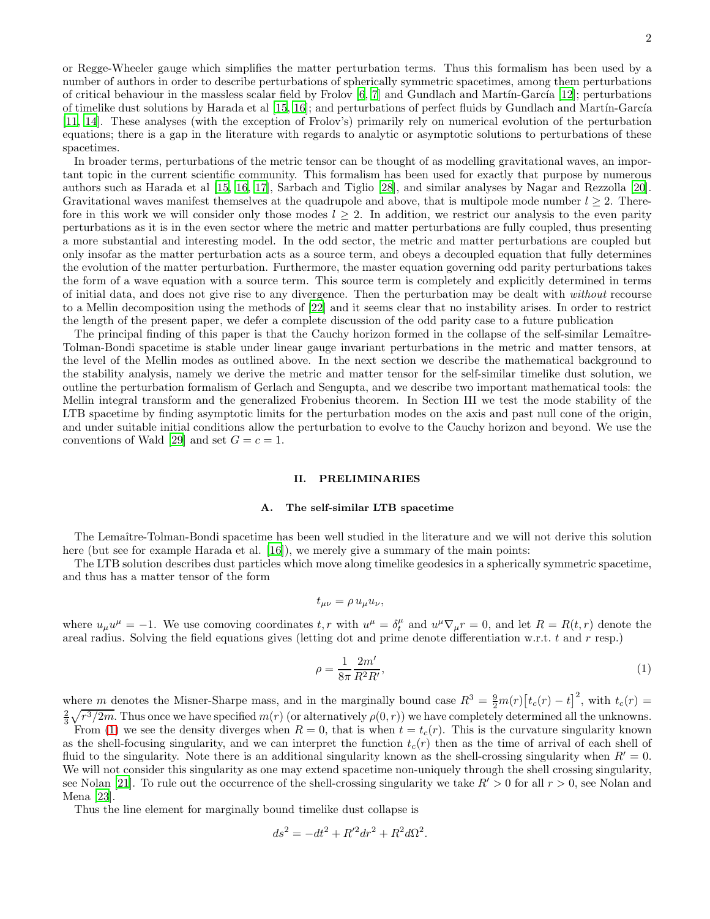or Regge-Wheeler gauge which simplifies the matter perturbation terms. Thus this formalism has been used by a number of authors in order to describe perturbations of spherically symmetric spacetimes, among them perturbations of critical behaviour in the massless scalar field by Frolov [6, 7] and Gundlach and Martín-García [12]; perturbations of timelike dust solutions by Harada et al [15, 16]; and perturbations of perfect fluids by Gundlach and Martín-García [11, 14]. These analyses (with the exception of Frolov's) primarily rely on numerical evolution of the perturbation equations; there is a gap in the literature with regards to analytic or asymptotic solutions to perturbations of these spacetimes.

In broader terms, perturbations of the metric tensor can be thought of as modelling gravitational waves, an important topic in the current scientific community. This formalism has been used for exactly that purpose by numerous authors such as Harada et al [15, 16, 17], Sarbach and Tiglio [28], and similar analyses by Nagar and Rezzolla [20]. Gravitational waves manifest themselves at the quadrupole and above, that is multipole mode number $l \geq 2$. Therefore in this work we will consider only those modes $l \geq 2$. In addition, we restrict our analysis to the even parity perturbations as it is in the even sector where the metric and matter perturbations are fully coupled, thus presenting a more substantial and interesting model. In the odd sector, the metric and matter perturbations are coupled but only insofar as the matter perturbation acts as a source term, and obeys a decoupled equation that fully determines the evolution of the matter perturbation. Furthermore, the master equation governing odd parity perturbations takes the form of a wave equation with a source term. This source term is completely and explicitly determined in terms of initial data, and does not give rise to any divergence. Then the perturbation may be dealt with *without* recourse to a Mellin decomposition using the methods of [22] and it seems clear that no instability arises. In order to restrict the length of the present paper, we defer a complete discussion of the odd parity case to a future publication

The principal finding of this paper is that the Cauchy horizon formed in the collapse of the self-similar Lemaître-Tolman-Bondi spacetime is stable under linear gauge invariant perturbations in the metric and matter tensors, at the level of the Mellin modes as outlined above. In the next section we describe the mathematical background to the stability analysis, namely we derive the metric and matter tensor for the self-similar timelike dust solution, we outline the perturbation formalism of Gerlach and Sengupta, and we describe two important mathematical tools: the Mellin integral transform and the generalized Frobenius theorem. In Section III we test the mode stability of the LTB spacetime by finding asymptotic limits for the perturbation modes on the axis and past null cone of the origin, and under suitable initial conditions allow the perturbation to evolve to the Cauchy horizon and beyond. We use the conventions of Wald [29] and set $G = c = 1$.

## II. PRELIMINARIES

### A. The self-similar LTB spacetime

The Lemaître-Tolman-Bondi spacetime has been well studied in the literature and we will not derive this solution here (but see for example Harada et al. [16]), we merely give a summary of the main points:

The LTB solution describes dust particles which move along timelike geodesics in a spherically symmetric spacetime, and thus has a matter tensor of the form

$$t_{\mu\nu} = \rho\, u_\mu u_\nu,$$

where $u_\mu u^\mu = -1$. We use comoving coordinates $t, r$ with $u^\mu = \delta^\mu_t$ and $u^\mu \nabla_\mu r = 0$, and let $R = R(t,r)$ denote the areal radius. Solving the field equations gives (letting dot and prime denote differentiation w.r.t. $t$ and $r$ resp.)

$$\rho = \frac{1}{8\pi}\frac{2m'}{R^2 R'}, \tag{1}$$

where $m$ denotes the Misner-Sharpe mass, and in the marginally bound case $R^3 = \frac{9}{2}m(r)\big[t_c(r) - t\big]^2$, with $t_c(r) = \frac{2}{3}\sqrt{r^3/2m}$. Thus once we have specified $m(r)$ (or alternatively $\rho(0,r)$) we have completely determined all the unknowns.

From (1) we see the density diverges when $R = 0$, that is when $t = t_c(r)$. This is the curvature singularity known as the shell-focusing singularity, and we can interpret the function $t_c(r)$ then as the time of arrival of each shell of fluid to the singularity. Note there is an additional singularity known as the shell-crossing singularity when $R' = 0$. We will not consider this singularity as one may extend spacetime non-uniquely through the shell crossing singularity, see Nolan [21]. To rule out the occurrence of the shell-crossing singularity we take $R' > 0$ for all $r > 0$, see Nolan and Mena [23].

Thus the line element for marginally bound timelike dust collapse is

$$ds^2 = -dt^2 + R'^2 dr^2 + R^2 d\Omega^2.$$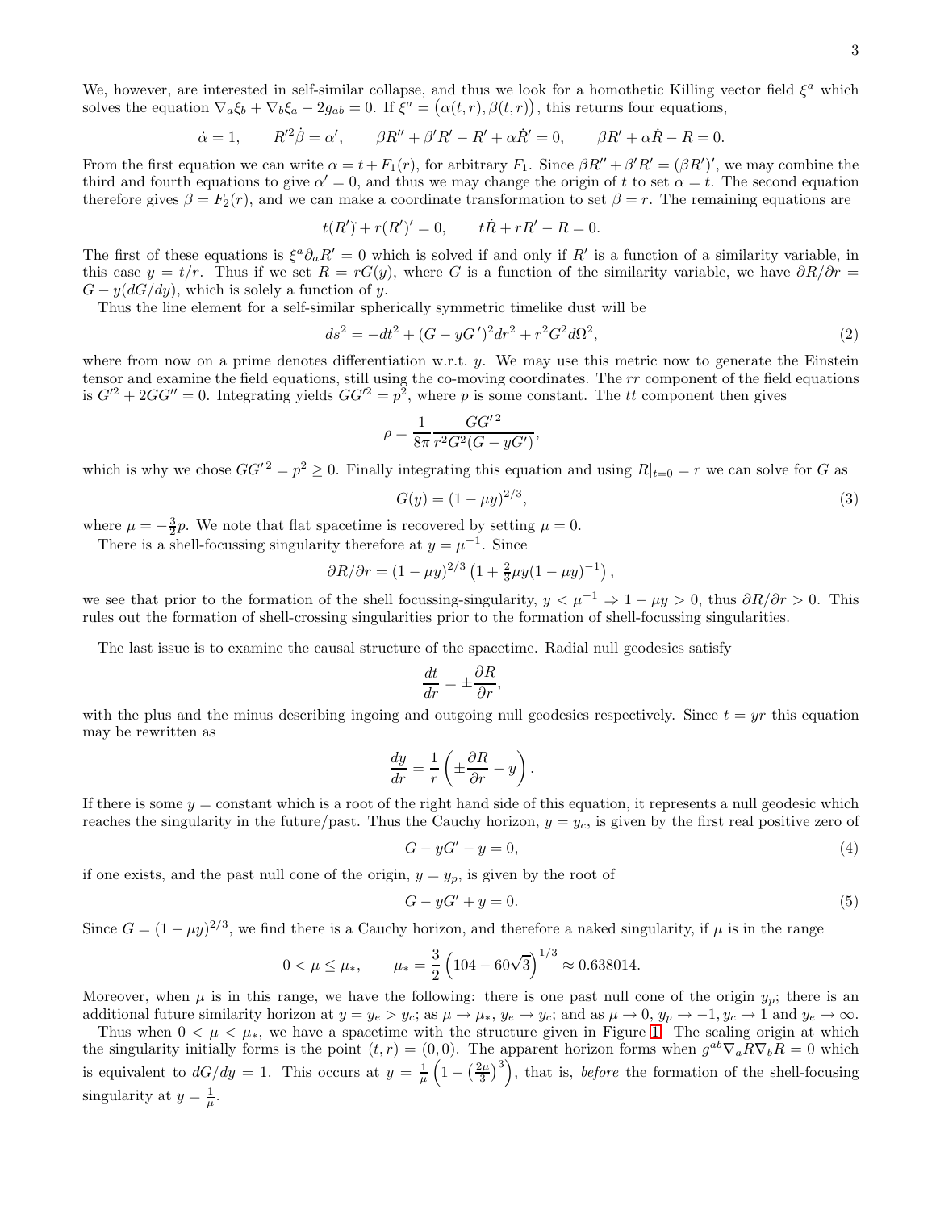We, however, are interested in self-similar collapse, and thus we look for a homothetic Killing vector field $\xi^a$ which solves the equation $\nabla_a \xi_b + \nabla_b \xi_a - 2g_{ab} = 0$. If $\xi^a = \big(\alpha(t,r), \beta(t,r)\big)$, this returns four equations,

$$\dot{\alpha} = 1, \qquad R'^2 \dot{\beta} = \alpha', \qquad \beta R'' + \beta' R' - R' + \alpha \dot{R}' = 0, \qquad \beta R' + \alpha \dot{R} - R = 0.$$

From the first equation we can write $\alpha = t + F_1(r)$, for arbitrary $F_1$. Since $\beta R'' + \beta' R' = (\beta R')'$, we may combine the third and fourth equations to give $\alpha' = 0$, and thus we may change the origin of $t$ to set $\alpha = t$. The second equation therefore gives $\beta = F_2(r)$, and we can make a coordinate transformation to set $\beta = r$. The remaining equations are

$$t(\dot{R'}) + r(R')' = 0, \qquad t\dot{R} + rR' - R = 0.$$

The first of these equations is $\xi^a \partial_a R' = 0$ which is solved if and only if $R'$ is a function of a similarity variable, in this case $y = t/r$. Thus if we set $R = rG(y)$, where $G$ is a function of the similarity variable, we have $\partial R/\partial r = G - y(dG/dy)$, which is solely a function of $y$.

Thus the line element for a self-similar spherically symmetric timelike dust will be

$$ds^2 = -dt^2 + (G - yG')^2 dr^2 + r^2 G^2 d\Omega^2, \tag{2}$$

where from now on a prime denotes differentiation w.r.t. $y$. We may use this metric now to generate the Einstein tensor and examine the field equations, still using the co-moving coordinates. The $rr$ component of the field equations is $G'^2 + 2GG'' = 0$. Integrating yields $GG'^2 = p^2$, where $p$ is some constant. The $tt$ component then gives

$$\rho = \frac{1}{8\pi} \frac{GG'^2}{r^2 G^2 (G - yG')},$$

which is why we chose $GG'^2 = p^2 \geq 0$. Finally integrating this equation and using $R|_{t=0} = r$ we can solve for $G$ as

$$G(y) = (1 - \mu y)^{2/3}, \tag{3}$$

where $\mu = -\frac{3}{2}p$. We note that flat spacetime is recovered by setting $\mu = 0$.

There is a shell-focussing singularity therefore at $y = \mu^{-1}$. Since

$$\partial R/\partial r = (1 - \mu y)^{2/3} \left(1 + \tfrac{2}{3}\mu y (1 - \mu y)^{-1}\right),$$

we see that prior to the formation of the shell focussing-singularity, $y < \mu^{-1} \Rightarrow 1 - \mu y > 0$, thus $\partial R/\partial r > 0$. This rules out the formation of shell-crossing singularities prior to the formation of shell-focussing singularities.

The last issue is to examine the causal structure of the spacetime. Radial null geodesics satisfy

$$\frac{dt}{dr} = \pm \frac{\partial R}{\partial r},$$

with the plus and the minus describing ingoing and outgoing null geodesics respectively. Since $t = yr$ this equation may be rewritten as

$$\frac{dy}{dr} = \frac{1}{r}\left(\pm \frac{\partial R}{\partial r} - y\right).$$

If there is some $y =$ constant which is a root of the right hand side of this equation, it represents a null geodesic which reaches the singularity in the future/past. Thus the Cauchy horizon, $y = y_c$, is given by the first real positive zero of

$$G - yG' - y = 0, \tag{4}$$

if one exists, and the past null cone of the origin, $y = y_p$, is given by the root of

$$G - yG' + y = 0. \tag{5}$$

Since $G = (1 - \mu y)^{2/3}$, we find there is a Cauchy horizon, and therefore a naked singularity, if $\mu$ is in the range

$$0 < \mu \leq \mu_*, \qquad \mu_* = \frac{3}{2}\left(104 - 60\sqrt{3}\right)^{1/3} \approx 0.638014.$$

Moreover, when $\mu$ is in this range, we have the following: there is one past null cone of the origin $y_p$; there is an additional future similarity horizon at $y = y_e > y_c$; as $\mu \to \mu_*$, $y_e \to y_c$; and as $\mu \to 0$, $y_p \to -1$, $y_c \to 1$ and $y_e \to \infty$.

Thus when $0 < \mu < \mu_*$, we have a spacetime with the structure given in Figure 1. The scaling origin at which the singularity initially forms is the point $(t, r) = (0, 0)$. The apparent horizon forms when $g^{ab}\nabla_a R \nabla_b R = 0$ which is equivalent to $dG/dy = 1$. This occurs at $y = \frac{1}{\mu}\left(1 - \left(\frac{2\mu}{3}\right)^3\right)$, that is, *before* the formation of the shell-focusing singularity at $y = \frac{1}{\mu}$.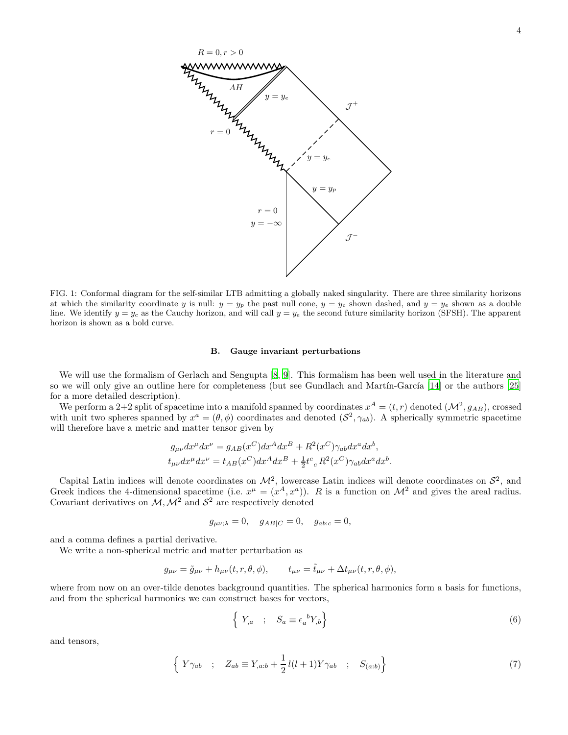FIG. 1: Conformal diagram for the self-similar LTB admitting a globally naked singularity. There are three similarity horizons at which the similarity coordinate $y$ is null: $y = y_p$ the past null cone, $y = y_c$ shown dashed, and $y = y_e$ shown as a double line. We identify $y = y_c$ as the Cauchy horizon, and will call $y = y_e$ the second future similarity horizon (SFSH). The apparent horizon is shown as a bold curve.

### B. Gauge invariant perturbations

We will use the formalism of Gerlach and Sengupta [8, 9]. This formalism has been well used in the literature and so we will only give an outline here for completeness (but see Gundlach and Martín-García [14] or the authors [25] for a more detailed description).

We perform a 2+2 split of spacetime into a manifold spanned by coordinates $x^A = (t, r)$ denoted $(\mathcal{M}^2, g_{AB})$, crossed with unit two spheres spanned by $x^a = (\theta, \phi)$ coordinates and denoted $(\mathcal{S}^2, \gamma_{ab})$. A spherically symmetric spacetime will therefore have a metric and matter tensor given by

$$g_{\mu\nu}dx^\mu dx^\nu = g_{AB}(x^C)dx^A dx^B + R^2(x^C)\gamma_{ab}dx^a dx^b,$$
$$t_{\mu\nu}dx^\mu dx^\nu = t_{AB}(x^C)dx^A dx^B + \tfrac{1}{2}t^c{}_c R^2(x^C)\gamma_{ab}dx^a dx^b.$$

Capital Latin indices will denote coordinates on $\mathcal{M}^2$, lowercase Latin indices will denote coordinates on $\mathcal{S}^2$, and Greek indices the 4-dimensional spacetime (i.e. $x^\mu = (x^A, x^a)$). $R$ is a function on $\mathcal{M}^2$ and gives the areal radius. Covariant derivatives on $\mathcal{M}, \mathcal{M}^2$ and $\mathcal{S}^2$ are respectively denoted

$$g_{\mu\nu;\lambda} = 0, \quad g_{AB|C} = 0, \quad g_{ab:c} = 0,$$

and a comma defines a partial derivative.

We write a non-spherical metric and matter perturbation as

$$g_{\mu\nu} = \tilde{g}_{\mu\nu} + h_{\mu\nu}(t, r, \theta, \phi), \qquad t_{\mu\nu} = \tilde{t}_{\mu\nu} + \Delta t_{\mu\nu}(t, r, \theta, \phi),$$

where from now on an over-tilde denotes background quantities. The spherical harmonics form a basis for functions, and from the spherical harmonics we can construct bases for vectors,

$$\Big\{ \; Y_{,a} \quad ; \quad S_a \equiv \epsilon_a{}^b Y_{,b} \Big\} \tag{6}$$

and tensors,

$$\Big\{ \; Y\gamma_{ab} \quad ; \quad Z_{ab} \equiv Y_{,a:b} + \frac{1}{2}\,l(l+1)Y\gamma_{ab} \quad ; \quad S_{(a:b)} \Big\} \tag{7}$$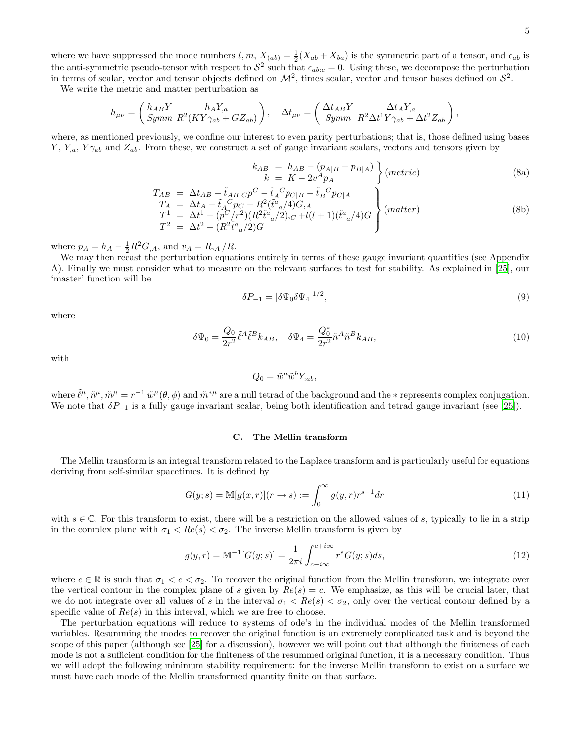where we have suppressed the mode numbers $l, m$, $X_{(ab)} = \frac{1}{2}(X_{ab} + X_{ba})$ is the symmetric part of a tensor, and $\epsilon_{ab}$ is the anti-symmetric pseudo-tensor with respect to $\mathcal{S}^2$ such that $\epsilon_{ab:c} = 0$. Using these, we decompose the perturbation in terms of scalar, vector and tensor objects defined on $\mathcal{M}^2$, times scalar, vector and tensor bases defined on $\mathcal{S}^2$.

We write the metric and matter perturbation as

$$h_{\mu\nu} = \begin{pmatrix} h_{AB}Y & h_A Y_{,a} \\ Symm & R^2(KY\gamma_{ab} + GZ_{ab}) \end{pmatrix}, \quad \Delta t_{\mu\nu} = \begin{pmatrix} \Delta t_{AB}Y & \Delta t_A Y_{,a} \\ Symm & R^2 \Delta t^1 Y \gamma_{ab} + \Delta t^2 Z_{ab} \end{pmatrix},$$

where, as mentioned previously, we confine our interest to even parity perturbations; that is, those defined using bases $Y$, $Y_{,a}$, $Y\gamma_{ab}$ and $Z_{ab}$. From these, we construct a set of gauge invariant scalars, vectors and tensors given by

$$\left.\begin{aligned} k_{AB} &= h_{AB} - (p_{A|B} + p_{B|A}) \\ k &= K - 2v^A p_A \end{aligned}\right\} (metric) \tag{8a}$$

$$\left.\begin{aligned} T_{AB} &= \Delta t_{AB} - \tilde{t}_{AB|C}p^C - \tilde{t}_A{}^C p_{C|B} - \tilde{t}_B{}^C p_{C|A} \\ T_A &= \Delta t_A - \tilde{t}_A{}^C p_C - R^2(\tilde{t}^a{}_a/4)G_{,A} \\ T^1 &= \Delta t^1 - (p^C/r^2)(R^2\tilde{t}^a{}_a/2)_{,C} + l(l+1)(\tilde{t}^a{}_a/4)G \\ T^2 &= \Delta t^2 - (R^2\tilde{t}^a{}_a/2)G \end{aligned}\right\} (matter) \tag{8b}$$

where $p_A = h_A - \frac{1}{2}R^2 G_{,A}$, and $v_A = R_{,A}/R$.

We may then recast the perturbation equations entirely in terms of these gauge invariant quantities (see Appendix A). Finally we must consider what to measure on the relevant surfaces to test for stability. As explained in [25], our 'master' function will be

$$\delta P_{-1} = |\delta\Psi_0 \delta\Psi_4|^{1/2}, \tag{9}$$

where

$$\delta\Psi_0 = \frac{Q_0}{2r^2}\tilde{\ell}^A \tilde{\ell}^B k_{AB}, \quad \delta\Psi_4 = \frac{Q_0^*}{2r^2}\tilde{n}^A \tilde{n}^B k_{AB}, \tag{10}$$

with

$$Q_0 = \tilde{w}^a \tilde{w}^b Y_{:ab},$$

where $\tilde{\ell}^\mu, \tilde{n}^\mu, \tilde{m}^\mu = r^{-1}\,\tilde{w}^\mu(\theta, \phi)$ and $\tilde{m}^{*\mu}$ are a null tetrad of the background and the $*$ represents complex conjugation. We note that $\delta P_{-1}$ is a fully gauge invariant scalar, being both identification and tetrad gauge invariant (see [25]).

### C. The Mellin transform

The Mellin transform is an integral transform related to the Laplace transform and is particularly useful for equations deriving from self-similar spacetimes. It is defined by

$$G(y; s) = \mathbb{M}[g(x, r)](r \to s) := \int_0^\infty g(y, r) r^{s-1} dr \tag{11}$$

with $s \in \mathbb{C}$. For this transform to exist, there will be a restriction on the allowed values of $s$, typically to lie in a strip in the complex plane with $\sigma_1 < Re(s) < \sigma_2$. The inverse Mellin transform is given by

$$g(y, r) = \mathbb{M}^{-1}[G(y; s)] = \frac{1}{2\pi i}\int_{c-i\infty}^{c+i\infty} r^s G(y; s) ds, \tag{12}$$

where $c \in \mathbb{R}$ is such that $\sigma_1 < c < \sigma_2$. To recover the original function from the Mellin transform, we integrate over the vertical contour in the complex plane of $s$ given by $Re(s) = c$. We emphasize, as this will be crucial later, that we do not integrate over all values of $s$ in the interval $\sigma_1 < Re(s) < \sigma_2$, only over the vertical contour defined by a specific value of $Re(s)$ in this interval, which we are free to choose.

The perturbation equations will reduce to systems of ode's in the individual modes of the Mellin transformed variables. Resumming the modes to recover the original function is an extremely complicated task and is beyond the scope of this paper (although see [25] for a discussion), however we will point out that although the finiteness of each mode is not a sufficient condition for the finiteness of the resummed original function, it is a necessary condition. Thus we will adopt the following minimum stability requirement: for the inverse Mellin transform to exist on a surface we must have each mode of the Mellin transformed quantity finite on that surface.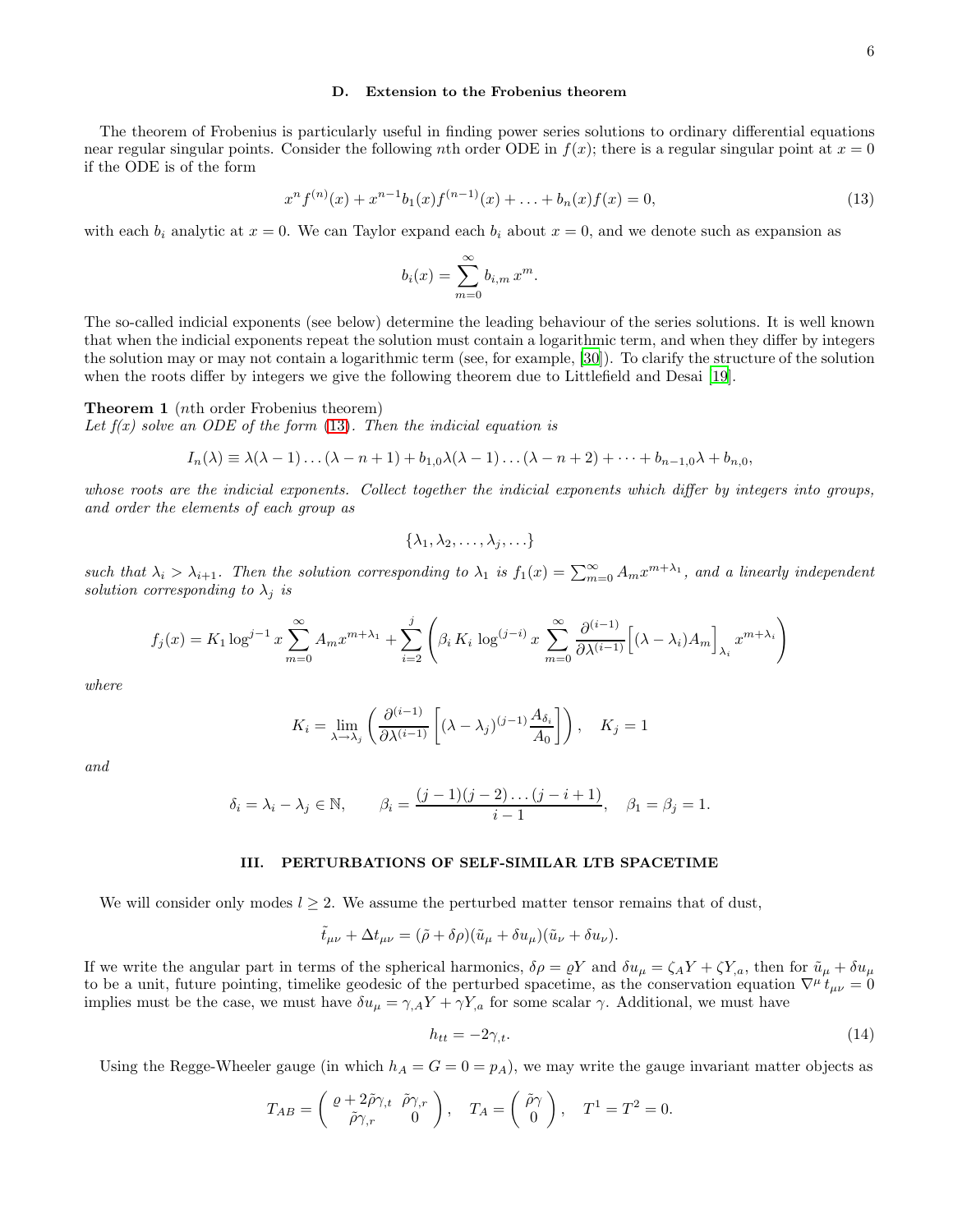### D. Extension to the Frobenius theorem

The theorem of Frobenius is particularly useful in finding power series solutions to ordinary differential equations near regular singular points. Consider the following $n$th order ODE in $f(x)$; there is a regular singular point at $x = 0$ if the ODE is of the form

$$x^n f^{(n)}(x) + x^{n-1} b_1(x) f^{(n-1)}(x) + \ldots + b_n(x) f(x) = 0, \tag{13}$$

with each $b_i$ analytic at $x = 0$. We can Taylor expand each $b_i$ about $x = 0$, and we denote such as expansion as

$$b_i(x) = \sum_{m=0}^{\infty} b_{i,m}\, x^m.$$

The so-called indicial exponents (see below) determine the leading behaviour of the series solutions. It is well known that when the indicial exponents repeat the solution must contain a logarithmic term, and when they differ by integers the solution may or may not contain a logarithmic term (see, for example, [30]). To clarify the structure of the solution when the roots differ by integers we give the following theorem due to Littlefield and Desai [19].

**Theorem 1** ($n$th order Frobenius theorem)
*Let $f(x)$ solve an ODE of the form (13). Then the indicial equation is*

$$I_n(\lambda) \equiv \lambda(\lambda - 1)\ldots(\lambda - n + 1) + b_{1,0}\lambda(\lambda - 1)\ldots(\lambda - n + 2) + \cdots + b_{n-1,0}\lambda + b_{n,0},$$

*whose roots are the indicial exponents. Collect together the indicial exponents which differ by integers into groups, and order the elements of each group as*

$$\{\lambda_1, \lambda_2, \ldots, \lambda_j, \ldots\}$$

*such that $\lambda_i > \lambda_{i+1}$. Then the solution corresponding to $\lambda_1$ is $f_1(x) = \sum_{m=0}^{\infty} A_m x^{m+\lambda_1}$, and a linearly independent solution corresponding to $\lambda_j$ is*

$$f_j(x) = K_1 \log^{j-1} x \sum_{m=0}^{\infty} A_m x^{m+\lambda_1} + \sum_{i=2}^{j} \left( \beta_i\, K_i\, \log^{(j-i)} x \sum_{m=0}^{\infty} \frac{\partial^{(i-1)}}{\partial \lambda^{(i-1)}} \Big[ (\lambda - \lambda_i) A_m \Big]_{\lambda_i} x^{m+\lambda_i} \right)$$

*where*

$$K_i = \lim_{\lambda \to \lambda_j} \left( \frac{\partial^{(i-1)}}{\partial \lambda^{(i-1)}} \left[ (\lambda - \lambda_j)^{(j-1)} \frac{A_{\delta_i}}{A_0} \right] \right), \quad K_j = 1$$

*and*

$$\delta_i = \lambda_i - \lambda_j \in \mathbb{N}, \qquad \beta_i = \frac{(j-1)(j-2)\ldots(j-i+1)}{i-1}, \quad \beta_1 = \beta_j = 1.$$

## III. PERTURBATIONS OF SELF-SIMILAR LTB SPACETIME

We will consider only modes $l \geq 2$. We assume the perturbed matter tensor remains that of dust,

$$\tilde{t}_{\mu\nu} + \Delta t_{\mu\nu} = (\tilde{\rho} + \delta\rho)(\tilde{u}_\mu + \delta u_\mu)(\tilde{u}_\nu + \delta u_\nu).$$

If we write the angular part in terms of the spherical harmonics, $\delta\rho = \varrho Y$ and $\delta u_\mu = \zeta_A Y + \zeta Y_{,a}$, then for $\tilde{u}_\mu + \delta u_\mu$ to be a unit, future pointing, timelike geodesic of the perturbed spacetime, as the conservation equation $\nabla^\mu t_{\mu\nu} = 0$ implies must be the case, we must have $\delta u_\mu = \gamma_{,A} Y + \gamma Y_{,a}$ for some scalar $\gamma$. Additional, we must have

$$h_{tt} = -2\gamma_{,t}. \tag{14}$$

Using the Regge-Wheeler gauge (in which $h_A = G = 0 = p_A$), we may write the gauge invariant matter objects as

$$T_{AB} = \begin{pmatrix} \varrho + 2\tilde{\rho}\gamma_{,t} & \tilde{\rho}\gamma_{,r} \\ \tilde{\rho}\gamma_{,r} & 0 \end{pmatrix}, \quad T_A = \begin{pmatrix} \tilde{\rho}\gamma \\ 0 \end{pmatrix}, \quad T^1 = T^2 = 0.$$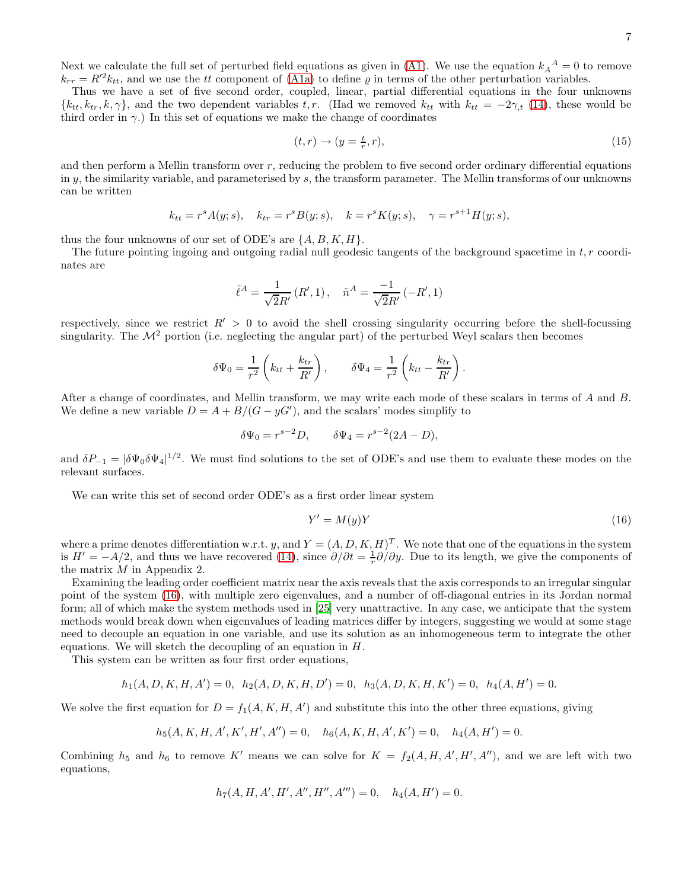Next we calculate the full set of perturbed field equations as given in (A1). We use the equation $k_A{}^A = 0$ to remove $k_{rr} = R'^2 k_{tt}$, and we use the $tt$ component of (A1a) to define $\varrho$ in terms of the other perturbation variables.

Thus we have a set of five second order, coupled, linear, partial differential equations in the four unknowns $\{k_{tt}, k_{tr}, k, \gamma\}$, and the two dependent variables $t, r$. (Had we removed $k_{tt}$ with $k_{tt} = -2\gamma_{,t}$ (14), these would be third order in $\gamma$.) In this set of equations we make the change of coordinates

$$(t, r) \to (y = \tfrac{t}{r}, r), \tag{15}$$

and then perform a Mellin transform over $r$, reducing the problem to five second order ordinary differential equations in $y$, the similarity variable, and parameterised by $s$, the transform parameter. The Mellin transforms of our unknowns can be written

$$k_{tt} = r^s A(y; s), \quad k_{tr} = r^s B(y; s), \quad k = r^s K(y; s), \quad \gamma = r^{s+1} H(y; s),$$

thus the four unknowns of our set of ODE's are $\{A, B, K, H\}$.

The future pointing ingoing and outgoing radial null geodesic tangents of the background spacetime in $t, r$ coordinates are

$$\tilde{\ell}^A = \frac{1}{\sqrt{2}R'}(R', 1), \quad \tilde{n}^A = \frac{-1}{\sqrt{2}R'}(-R', 1)$$

respectively, since we restrict $R' > 0$ to avoid the shell crossing singularity occurring before the shell-focussing singularity. The $\mathcal{M}^2$ portion (i.e. neglecting the angular part) of the perturbed Weyl scalars then becomes

$$\delta\Psi_0 = \frac{1}{r^2}\left(k_{tt} + \frac{k_{tr}}{R'}\right), \qquad \delta\Psi_4 = \frac{1}{r^2}\left(k_{tt} - \frac{k_{tr}}{R'}\right).$$

After a change of coordinates, and Mellin transform, we may write each mode of these scalars in terms of $A$ and $B$. We define a new variable $D = A + B/(G - yG')$, and the scalars' modes simplify to

$$\delta\Psi_0 = r^{s-2} D, \qquad \delta\Psi_4 = r^{s-2}(2A - D),$$

and $\delta P_{-1} = |\delta\Psi_0 \delta\Psi_4|^{1/2}$. We must find solutions to the set of ODE's and use them to evaluate these modes on the relevant surfaces.

We can write this set of second order ODE's as a first order linear system

$$Y' = M(y)Y \tag{16}$$

where a prime denotes differentiation w.r.t. $y$, and $Y = (A, D, K, H)^T$. We note that one of the equations in the system is $H' = -A/2$, and thus we have recovered (14), since $\partial/\partial t = \frac{1}{r}\partial/\partial y$. Due to its length, we give the components of the matrix $M$ in Appendix 2.

Examining the leading order coefficient matrix near the axis reveals that the axis corresponds to an irregular singular point of the system (16), with multiple zero eigenvalues, and a number of off-diagonal entries in its Jordan normal form; all of which make the system methods used in [25] very unattractive. In any case, we anticipate that the system methods would break down when eigenvalues of leading matrices differ by integers, suggesting we would at some stage need to decouple an equation in one variable, and use its solution as an inhomogeneous term to integrate the other equations. We will sketch the decoupling of an equation in $H$.

This system can be written as four first order equations,

$$h_1(A, D, K, H, A') = 0, \;\; h_2(A, D, K, H, D') = 0, \;\; h_3(A, D, K, H, K') = 0, \;\; h_4(A, H') = 0.$$

We solve the first equation for $D = f_1(A, K, H, A')$ and substitute this into the other three equations, giving

$$h_5(A, K, H, A', K', H', A'') = 0, \quad h_6(A, K, H, A', K') = 0, \quad h_4(A, H') = 0.$$

Combining $h_5$ and $h_6$ to remove $K'$ means we can solve for $K = f_2(A, H, A', H', A'')$, and we are left with two equations,

$$h_7(A, H, A', H', A'', H'', A''') = 0, \quad h_4(A, H') = 0.$$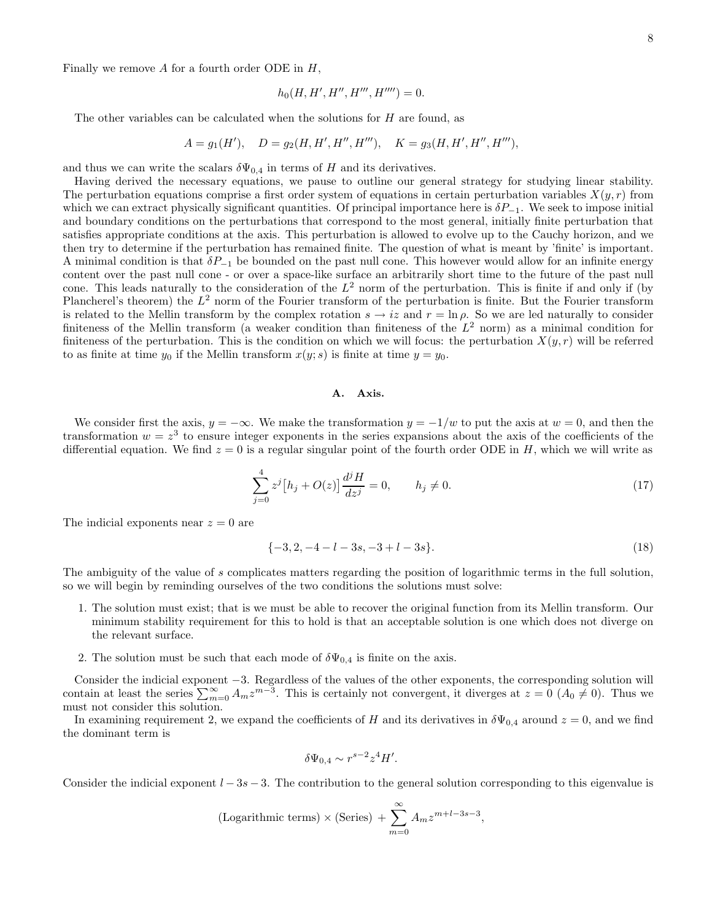Finally we remove $A$ for a fourth order ODE in $H$,

$$h_0(H, H', H'', H''', H'''') = 0.$$

The other variables can be calculated when the solutions for $H$ are found, as

$$A = g_1(H'), \quad D = g_2(H, H', H'', H'''), \quad K = g_3(H, H', H'', H'''),$$

and thus we can write the scalars $\delta\Psi_{0,4}$ in terms of $H$ and its derivatives.

Having derived the necessary equations, we pause to outline our general strategy for studying linear stability. The perturbation equations comprise a first order system of equations in certain perturbation variables $X(y, r)$ from which we can extract physically significant quantities. Of principal importance here is $\delta P_{-1}$. We seek to impose initial and boundary conditions on the perturbations that correspond to the most general, initially finite perturbation that satisfies appropriate conditions at the axis. This perturbation is allowed to evolve up to the Cauchy horizon, and we then try to determine if the perturbation has remained finite. The question of what is meant by 'finite' is important. A minimal condition is that $\delta P_{-1}$ be bounded on the past null cone. This however would allow for an infinite energy content over the past null cone - or over a space-like surface an arbitrarily short time to the future of the past null cone. This leads naturally to the consideration of the $L^2$ norm of the perturbation. This is finite if and only if (by Plancherel's theorem) the $L^2$ norm of the Fourier transform of the perturbation is finite. But the Fourier transform is related to the Mellin transform by the complex rotation $s \to iz$ and $r = \ln \rho$. So we are led naturally to consider finiteness of the Mellin transform (a weaker condition than finiteness of the $L^2$ norm) as a minimal condition for finiteness of the perturbation. This is the condition on which we will focus: the perturbation $X(y, r)$ will be referred to as finite at time $y_0$ if the Mellin transform $x(y; s)$ is finite at time $y = y_0$.

### A. Axis.

We consider first the axis, $y = -\infty$. We make the transformation $y = -1/w$ to put the axis at $w = 0$, and then the transformation $w = z^3$ to ensure integer exponents in the series expansions about the axis of the coefficients of the differential equation. We find $z = 0$ is a regular singular point of the fourth order ODE in $H$, which we will write as

$$\sum_{j=0}^{4} z^j \big[h_j + O(z)\big] \frac{d^j H}{dz^j} = 0, \qquad h_j \neq 0. \tag{17}$$

The indicial exponents near $z = 0$ are

$$\{-3, 2, -4 - l - 3s, -3 + l - 3s\}. \tag{18}$$

The ambiguity of the value of $s$ complicates matters regarding the position of logarithmic terms in the full solution, so we will begin by reminding ourselves of the two conditions the solutions must solve:

1. The solution must exist; that is we must be able to recover the original function from its Mellin transform. Our minimum stability requirement for this to hold is that an acceptable solution is one which does not diverge on the relevant surface.

2. The solution must be such that each mode of $\delta\Psi_{0,4}$ is finite on the axis.

Consider the indicial exponent $-3$. Regardless of the values of the other exponents, the corresponding solution will contain at least the series $\sum_{m=0}^{\infty} A_m z^{m-3}$. This is certainly not convergent, it diverges at $z = 0$ ($A_0 \neq 0$). Thus we must not consider this solution.

In examining requirement 2, we expand the coefficients of $H$ and its derivatives in $\delta\Psi_{0,4}$ around $z = 0$, and we find the dominant term is

$$\delta\Psi_{0,4} \sim r^{s-2} z^4 H'.$$

Consider the indicial exponent $l - 3s - 3$. The contribution to the general solution corresponding to this eigenvalue is

$$(\text{Logarithmic terms}) \times (\text{Series}) + \sum_{m=0}^{\infty} A_m z^{m+l-3s-3},$$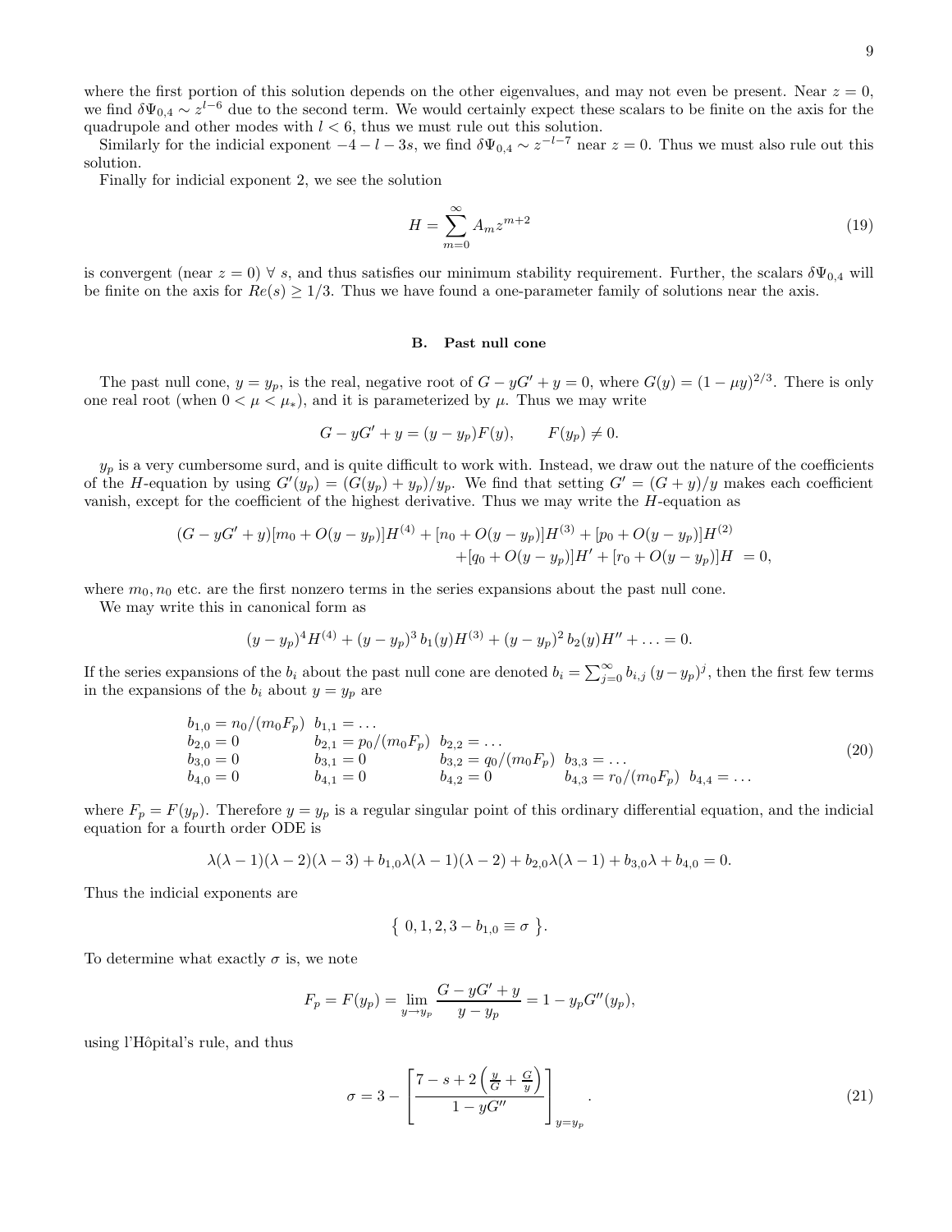where the first portion of this solution depends on the other eigenvalues, and may not even be present. Near $z = 0$, we find $\delta\Psi_{0,4} \sim z^{l-6}$ due to the second term. We would certainly expect these scalars to be finite on the axis for the quadrupole and other modes with $l < 6$, thus we must rule out this solution.

Similarly for the indicial exponent $-4 - l - 3s$, we find $\delta\Psi_{0,4} \sim z^{-l-7}$ near $z = 0$. Thus we must also rule out this solution.

Finally for indicial exponent 2, we see the solution

$$H = \sum_{m=0}^{\infty} A_m z^{m+2} \tag{19}$$

is convergent (near $z = 0$) $\forall$ $s$, and thus satisfies our minimum stability requirement. Further, the scalars $\delta\Psi_{0,4}$ will be finite on the axis for $Re(s) \geq 1/3$. Thus we have found a one-parameter family of solutions near the axis.

### B. Past null cone

The past null cone, $y = y_p$, is the real, negative root of $G - yG' + y = 0$, where $G(y) = (1 - \mu y)^{2/3}$. There is only one real root (when $0 < \mu < \mu_*$), and it is parameterized by $\mu$. Thus we may write

$$G - yG' + y = (y - y_p)F(y), \qquad F(y_p) \neq 0.$$

$y_p$ is a very cumbersome surd, and is quite difficult to work with. Instead, we draw out the nature of the coefficients of the $H$-equation by using $G'(y_p) = (G(y_p) + y_p)/y_p$. We find that setting $G' = (G + y)/y$ makes each coefficient vanish, except for the coefficient of the highest derivative. Thus we may write the $H$-equation as

$$\begin{aligned}(G - yG' + y)[m_0 + O(y - y_p)]H^{(4)} + [n_0 + O(y - y_p)]H^{(3)} + [p_0 + O(y - y_p)]H^{(2)} \\ + [q_0 + O(y - y_p)]H' + [r_0 + O(y - y_p)]H \ = 0,\end{aligned}$$

where $m_0, n_0$ etc. are the first nonzero terms in the series expansions about the past null cone.

We may write this in canonical form as

$$(y - y_p)^4 H^{(4)} + (y - y_p)^3\, b_1(y) H^{(3)} + (y - y_p)^2\, b_2(y) H'' + \ldots = 0.$$

If the series expansions of the $b_i$ about the past null cone are denoted $b_i = \sum_{j=0}^{\infty} b_{i,j}\,(y - y_p)^j$, then the first few terms in the expansions of the $b_i$ about $y = y_p$ are

$$\begin{array}{lllll} b_{1,0} = n_0/(m_0 F_p) & b_{1,1} = \ldots & & & \\ b_{2,0} = 0 & b_{2,1} = p_0/(m_0 F_p) & b_{2,2} = \ldots & & \\ b_{3,0} = 0 & b_{3,1} = 0 & b_{3,2} = q_0/(m_0 F_p) & b_{3,3} = \ldots & \\ b_{4,0} = 0 & b_{4,1} = 0 & b_{4,2} = 0 & b_{4,3} = r_0/(m_0 F_p) & b_{4,4} = \ldots \end{array} \tag{20}$$

where $F_p = F(y_p)$. Therefore $y = y_p$ is a regular singular point of this ordinary differential equation, and the indicial equation for a fourth order ODE is

$$\lambda(\lambda - 1)(\lambda - 2)(\lambda - 3) + b_{1,0}\lambda(\lambda - 1)(\lambda - 2) + b_{2,0}\lambda(\lambda - 1) + b_{3,0}\lambda + b_{4,0} = 0.$$

Thus the indicial exponents are

$$\{\ 0, 1, 2, 3 - b_{1,0} \equiv \sigma\ \}.$$

To determine what exactly $\sigma$ is, we note

$$F_p = F(y_p) = \lim_{y \to y_p} \frac{G - yG' + y}{y - y_p} = 1 - y_p G''(y_p),$$

using l'Hôpital's rule, and thus

$$\sigma = 3 - \left[ \frac{7 - s + 2\left(\frac{y}{G} + \frac{G}{y}\right)}{1 - yG''} \right]_{y = y_p}. \tag{21}$$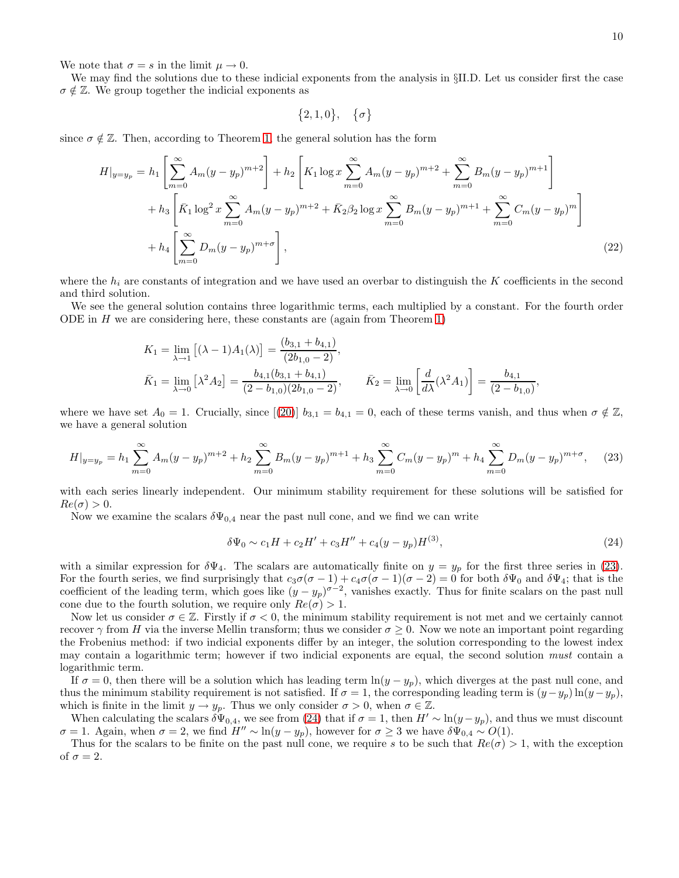We note that $\sigma = s$ in the limit $\mu \to 0$.

We may find the solutions due to these indicial exponents from the analysis in §II.D. Let us consider first the case $\sigma \notin \mathbb{Z}$. We group together the indicial exponents as

$$\{2, 1, 0\}, \quad \{\sigma\}$$

since $\sigma \notin \mathbb{Z}$. Then, according to Theorem 1, the general solution has the form

$$\begin{aligned} H|_{y=y_p} &= h_1 \left[ \sum_{m=0}^{\infty} A_m (y-y_p)^{m+2} \right] + h_2 \left[ K_1 \log x \sum_{m=0}^{\infty} A_m (y-y_p)^{m+2} + \sum_{m=0}^{\infty} B_m (y-y_p)^{m+1} \right] \\ &\quad + h_3 \left[ \bar{K}_1 \log^2 x \sum_{m=0}^{\infty} A_m (y-y_p)^{m+2} + \bar{K}_2 \beta_2 \log x \sum_{m=0}^{\infty} B_m (y-y_p)^{m+1} + \sum_{m=0}^{\infty} C_m (y-y_p)^{m} \right] \\ &\quad + h_4 \left[ \sum_{m=0}^{\infty} D_m (y-y_p)^{m+\sigma} \right], \end{aligned} \tag{22}$$

where the $h_i$ are constants of integration and we have used an overbar to distinguish the $K$ coefficients in the second and third solution.

We see the general solution contains three logarithmic terms, each multiplied by a constant. For the fourth order ODE in $H$ we are considering here, these constants are (again from Theorem 1)

$$K_1 = \lim_{\lambda \to 1} \left[ (\lambda - 1) A_1(\lambda) \right] = \frac{(b_{3,1} + b_{4,1})}{(2b_{1,0} - 2)},$$

$$\bar{K}_1 = \lim_{\lambda \to 0} \left[ \lambda^2 A_2 \right] = \frac{b_{4,1}(b_{3,1} + b_{4,1})}{(2 - b_{1,0})(2b_{1,0} - 2)}, \qquad \bar{K}_2 = \lim_{\lambda \to 0} \left[ \frac{d}{d\lambda} (\lambda^2 A_1) \right] = \frac{b_{4,1}}{(2 - b_{1,0})},$$

where we have set $A_0 = 1$. Crucially, since [(20)] $b_{3,1} = b_{4,1} = 0$, each of these terms vanish, and thus when $\sigma \notin \mathbb{Z}$, we have a general solution

$$H|_{y=y_p} = h_1 \sum_{m=0}^{\infty} A_m (y-y_p)^{m+2} + h_2 \sum_{m=0}^{\infty} B_m (y-y_p)^{m+1} + h_3 \sum_{m=0}^{\infty} C_m (y-y_p)^{m} + h_4 \sum_{m=0}^{\infty} D_m (y-y_p)^{m+\sigma}, \tag{23}$$

with each series linearly independent. Our minimum stability requirement for these solutions will be satisfied for $Re(\sigma) > 0$.

Now we examine the scalars $\delta\Psi_{0,4}$ near the past null cone, and we find we can write

$$\delta\Psi_0 \sim c_1 H + c_2 H' + c_3 H'' + c_4 (y - y_p) H^{(3)}, \tag{24}$$

with a similar expression for $\delta\Psi_4$. The scalars are automatically finite on $y = y_p$ for the first three series in (23). For the fourth series, we find surprisingly that $c_3\sigma(\sigma - 1) + c_4\sigma(\sigma - 1)(\sigma - 2) = 0$ for both $\delta\Psi_0$ and $\delta\Psi_4$; that is the coefficient of the leading term, which goes like $(y - y_p)^{\sigma - 2}$, vanishes exactly. Thus for finite scalars on the past null cone due to the fourth solution, we require only $Re(\sigma) > 1$.

Now let us consider $\sigma \in \mathbb{Z}$. Firstly if $\sigma < 0$, the minimum stability requirement is not met and we certainly cannot recover $\gamma$ from $H$ via the inverse Mellin transform; thus we consider $\sigma \geq 0$. Now we note an important point regarding the Frobenius method: if two indicial exponents differ by an integer, the solution corresponding to the lowest index may contain a logarithmic term; however if two indicial exponents are equal, the second solution *must* contain a logarithmic term.

If $\sigma = 0$, then there will be a solution which has leading term $\ln(y - y_p)$, which diverges at the past null cone, and thus the minimum stability requirement is not satisfied. If $\sigma = 1$, the corresponding leading term is $(y - y_p)\ln(y - y_p)$, which is finite in the limit $y \to y_p$. Thus we only consider $\sigma > 0$, when $\sigma \in \mathbb{Z}$.

When calculating the scalars $\delta\Psi_{0,4}$, we see from (24) that if $\sigma = 1$, then $H' \sim \ln(y - y_p)$, and thus we must discount $\sigma = 1$. Again, when $\sigma = 2$, we find $H'' \sim \ln(y - y_p)$, however for $\sigma \geq 3$ we have $\delta\Psi_{0,4} \sim O(1)$.

Thus for the scalars to be finite on the past null cone, we require $s$ to be such that $Re(\sigma) > 1$, with the exception of $\sigma = 2$.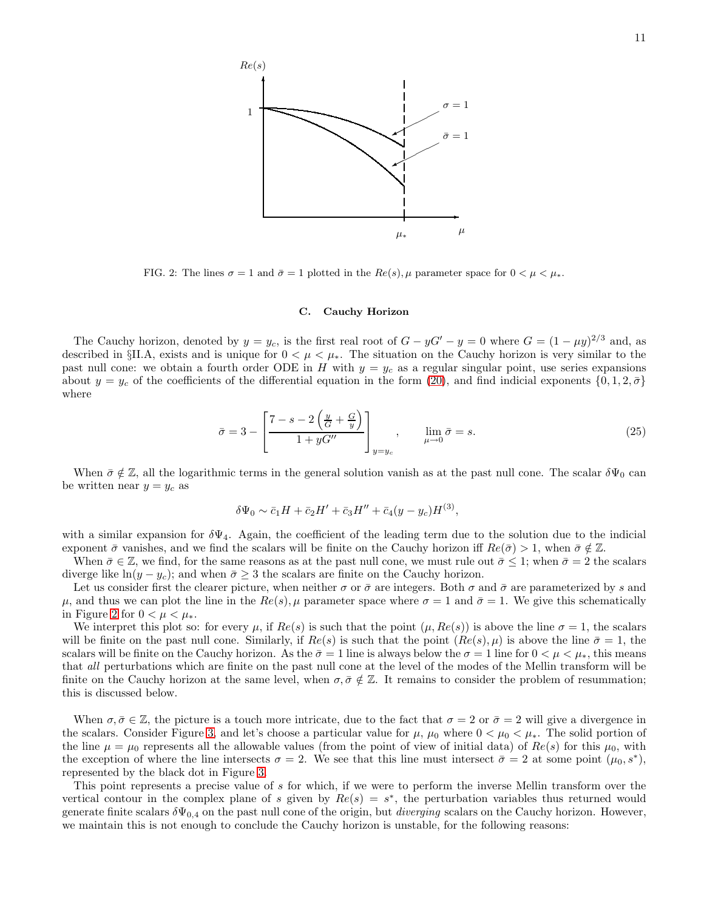FIG. 2: The lines $\sigma = 1$ and $\bar{\sigma} = 1$ plotted in the $Re(s), \mu$ parameter space for $0 < \mu < \mu_*$.

### C. Cauchy Horizon

The Cauchy horizon, denoted by $y = y_c$, is the first real root of $G - yG' - y = 0$ where $G = (1 - \mu y)^{2/3}$ and, as described in §II.A, exists and is unique for $0 < \mu < \mu_*$. The situation on the Cauchy horizon is very similar to the past null cone: we obtain a fourth order ODE in $H$ with $y = y_c$ as a regular singular point, use series expansions about $y = y_c$ of the coefficients of the differential equation in the form (20), and find indicial exponents $\{0, 1, 2, \bar{\sigma}\}$ where

$$\bar{\sigma} = 3 - \left[ \frac{7 - s - 2\left(\frac{y}{G} + \frac{G}{y}\right)}{1 + yG''} \right]_{y=y_c}, \qquad \lim_{\mu \to 0} \bar{\sigma} = s. \tag{25}$$

When $\bar{\sigma} \notin \mathbb{Z}$, all the logarithmic terms in the general solution vanish as at the past null cone. The scalar $\delta\Psi_0$ can be written near $y = y_c$ as

$$\delta\Psi_0 \sim \bar{c}_1 H + \bar{c}_2 H' + \bar{c}_3 H'' + \bar{c}_4 (y - y_c) H^{(3)},$$

with a similar expansion for $\delta\Psi_4$. Again, the coefficient of the leading term due to the solution due to the indicial exponent $\bar{\sigma}$ vanishes, and we find the scalars will be finite on the Cauchy horizon iff $Re(\bar{\sigma}) > 1$, when $\bar{\sigma} \notin \mathbb{Z}$.

When $\bar{\sigma} \in \mathbb{Z}$, we find, for the same reasons as at the past null cone, we must rule out $\bar{\sigma} \leq 1$; when $\bar{\sigma} = 2$ the scalars diverge like $\ln(y - y_c)$; and when $\bar{\sigma} \geq 3$ the scalars are finite on the Cauchy horizon.

Let us consider first the clearer picture, when neither $\sigma$ or $\bar{\sigma}$ are integers. Both $\sigma$ and $\bar{\sigma}$ are parameterized by $s$ and $\mu$, and thus we can plot the line in the $Re(s), \mu$ parameter space where $\sigma = 1$ and $\bar{\sigma} = 1$. We give this schematically in Figure 2 for $0 < \mu < \mu_*$.

We interpret this plot so: for every $\mu$, if $Re(s)$ is such that the point $(\mu, Re(s))$ is above the line $\sigma = 1$, the scalars will be finite on the past null cone. Similarly, if $Re(s)$ is such that the point $(Re(s), \mu)$ is above the line $\bar{\sigma} = 1$, the scalars will be finite on the Cauchy horizon. As the $\bar{\sigma} = 1$ line is always below the $\sigma = 1$ line for $0 < \mu < \mu_*$, this means that *all* perturbations which are finite on the past null cone at the level of the modes of the Mellin transform will be finite on the Cauchy horizon at the same level, when $\sigma, \bar{\sigma} \notin \mathbb{Z}$. It remains to consider the problem of resummation; this is discussed below.

When $\sigma, \bar{\sigma} \in \mathbb{Z}$, the picture is a touch more intricate, due to the fact that $\sigma = 2$ or $\bar{\sigma} = 2$ will give a divergence in the scalars. Consider Figure 3, and let's choose a particular value for $\mu$, $\mu_0$ where $0 < \mu_0 < \mu_*$. The solid portion of the line $\mu = \mu_0$ represents all the allowable values (from the point of view of initial data) of $Re(s)$ for this $\mu_0$, with the exception of where the line intersects $\sigma = 2$. We see that this line must intersect $\bar{\sigma} = 2$ at some point $(\mu_0, s^*)$, represented by the black dot in Figure 3.

This point represents a precise value of $s$ for which, if we were to perform the inverse Mellin transform over the vertical contour in the complex plane of $s$ given by $Re(s) = s^*$, the perturbation variables thus returned would generate finite scalars $\delta\Psi_{0,4}$ on the past null cone of the origin, but *diverging* scalars on the Cauchy horizon. However, we maintain this is not enough to conclude the Cauchy horizon is unstable, for the following reasons: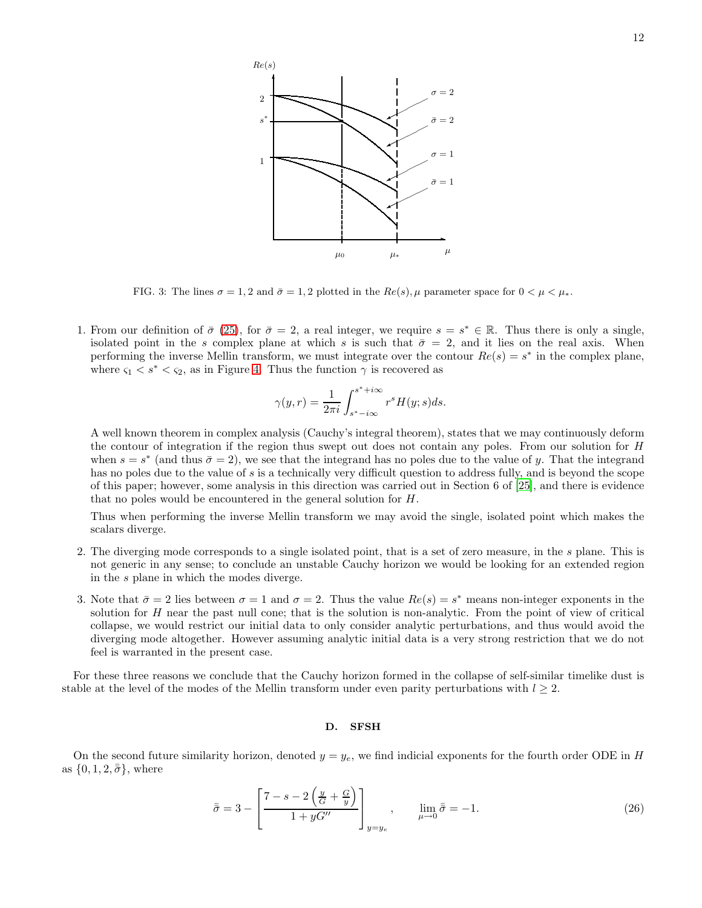FIG. 3: The lines $\sigma = 1, 2$ and $\bar{\sigma} = 1, 2$ plotted in the $Re(s), \mu$ parameter space for $0 < \mu < \mu_*$.

1. From our definition of $\bar{\sigma}$ (25), for $\bar{\sigma} = 2$, a real integer, we require $s = s^* \in \mathbb{R}$. Thus there is only a single, isolated point in the $s$ complex plane at which $s$ is such that $\bar{\sigma} = 2$, and it lies on the real axis. When performing the inverse Mellin transform, we must integrate over the contour $Re(s) = s^*$ in the complex plane, where $\varsigma_1 < s^* < \varsigma_2$, as in Figure 4. Thus the function $\gamma$ is recovered as

$$\gamma(y, r) = \frac{1}{2\pi i} \int_{s^* - i\infty}^{s^* + i\infty} r^s H(y; s) ds.$$

   A well known theorem in complex analysis (Cauchy's integral theorem), states that we may continuously deform the contour of integration if the region thus swept out does not contain any poles. From our solution for $H$ when $s = s^*$ (and thus $\bar{\sigma} = 2$), we see that the integrand has no poles due to the value of $y$. That the integrand has no poles due to the value of $s$ is a technically very difficult question to address fully, and is beyond the scope of this paper; however, some analysis in this direction was carried out in Section 6 of [25], and there is evidence that no poles would be encountered in the general solution for $H$.

   Thus when performing the inverse Mellin transform we may avoid the single, isolated point which makes the scalars diverge.

2. The diverging mode corresponds to a single isolated point, that is a set of zero measure, in the $s$ plane. This is not generic in any sense; to conclude an unstable Cauchy horizon we would be looking for an extended region in the $s$ plane in which the modes diverge.

3. Note that $\bar{\sigma} = 2$ lies between $\sigma = 1$ and $\sigma = 2$. Thus the value $Re(s) = s^*$ means non-integer exponents in the solution for $H$ near the past null cone; that is the solution is non-analytic. From the point of view of critical collapse, we would restrict our initial data to only consider analytic perturbations, and thus would avoid the diverging mode altogether. However assuming analytic initial data is a very strong restriction that we do not feel is warranted in the present case.

For these three reasons we conclude that the Cauchy horizon formed in the collapse of self-similar timelike dust is stable at the level of the modes of the Mellin transform under even parity perturbations with $l \geq 2$.

### D. SFSH

On the second future similarity horizon, denoted $y = y_e$, we find indicial exponents for the fourth order ODE in $H$ as $\{0, 1, 2, \bar{\bar{\sigma}}\}$, where

$$\bar{\bar{\sigma}} = 3 - \left[ \frac{7 - s - 2\left(\frac{y}{G} + \frac{G}{y}\right)}{1 + yG''} \right]_{y = y_e}, \qquad \lim_{\mu \to 0} \bar{\bar{\sigma}} = -1. \tag{26}$$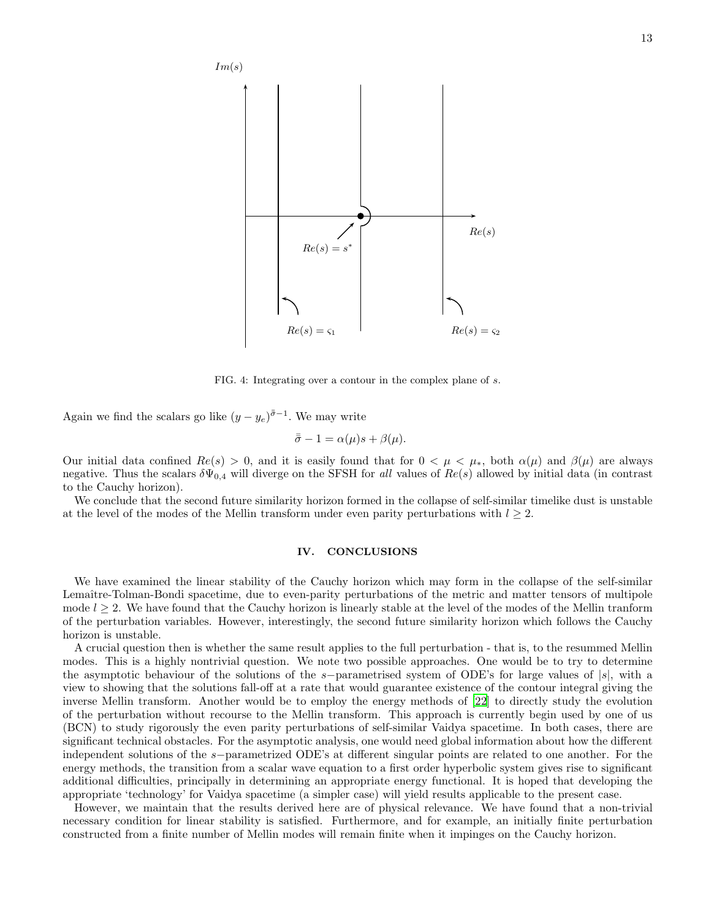FIG. 4: Integrating over a contour in the complex plane of $s$.

Again we find the scalars go like $(y - y_e)^{\bar{\bar{\sigma}}-1}$. We may write

$$\bar{\bar{\sigma}} - 1 = \alpha(\mu)s + \beta(\mu).$$

Our initial data confined $Re(s) > 0$, and it is easily found that for $0 < \mu < \mu_*$, both $\alpha(\mu)$ and $\beta(\mu)$ are always negative. Thus the scalars $\delta\Psi_{0,4}$ will diverge on the SFSH for *all* values of $Re(s)$ allowed by initial data (in contrast to the Cauchy horizon).

We conclude that the second future similarity horizon formed in the collapse of self-similar timelike dust is unstable at the level of the modes of the Mellin transform under even parity perturbations with $l \geq 2$.

## IV. CONCLUSIONS

We have examined the linear stability of the Cauchy horizon which may form in the collapse of the self-similar Lemaître-Tolman-Bondi spacetime, due to even-parity perturbations of the metric and matter tensors of multipole mode $l \geq 2$. We have found that the Cauchy horizon is linearly stable at the level of the modes of the Mellin tranform of the perturbation variables. However, interestingly, the second future similarity horizon which follows the Cauchy horizon is unstable.

A crucial question then is whether the same result applies to the full perturbation - that is, to the resummed Mellin modes. This is a highly nontrivial question. We note two possible approaches. One would be to try to determine the asymptotic behaviour of the solutions of the $s-$parametrised system of ODE's for large values of $|s|$, with a view to showing that the solutions fall-off at a rate that would guarantee existence of the contour integral giving the inverse Mellin transform. Another would be to employ the energy methods of [22] to directly study the evolution of the perturbation without recourse to the Mellin transform. This approach is currently begin used by one of us (BCN) to study rigorously the even parity perturbations of self-similar Vaidya spacetime. In both cases, there are significant technical obstacles. For the asymptotic analysis, one would need global information about how the different independent solutions of the $s-$parametrized ODE's at different singular points are related to one another. For the energy methods, the transition from a scalar wave equation to a first order hyperbolic system gives rise to significant additional difficulties, principally in determining an appropriate energy functional. It is hoped that developing the appropriate 'technology' for Vaidya spacetime (a simpler case) will yield results applicable to the present case.

However, we maintain that the results derived here are of physical relevance. We have found that a non-trivial necessary condition for linear stability is satisfied. Furthermore, and for example, an initially finite perturbation constructed from a finite number of Mellin modes will remain finite when it impinges on the Cauchy horizon.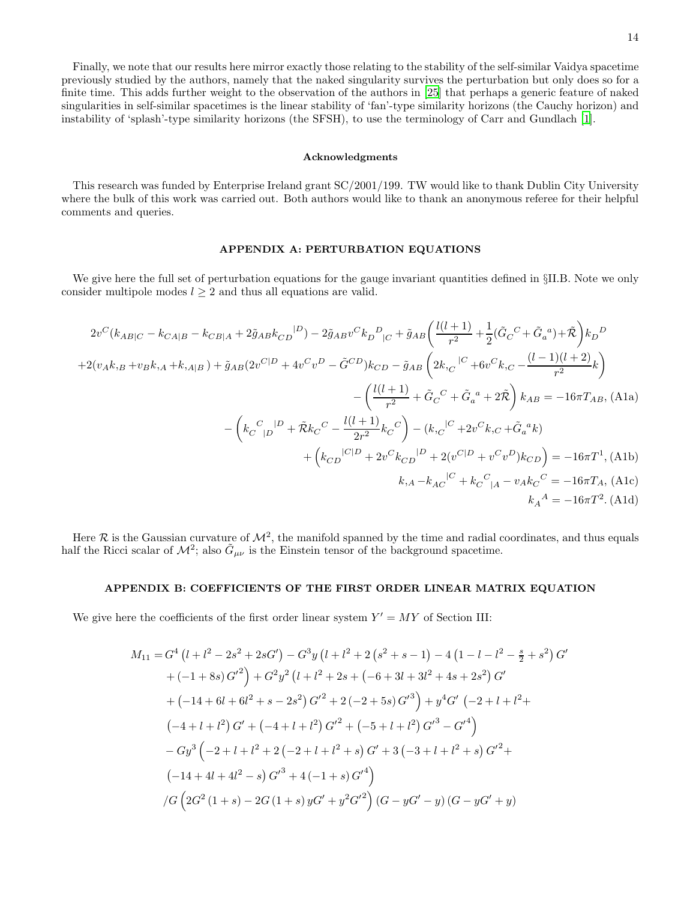Finally, we note that our results here mirror exactly those relating to the stability of the self-similar Vaidya spacetime previously studied by the authors, namely that the naked singularity survives the perturbation but only does so for a finite time. This adds further weight to the observation of the authors in [25] that perhaps a generic feature of naked singularities in self-similar spacetimes is the linear stability of 'fan'-type similarity horizons (the Cauchy horizon) and instability of 'splash'-type similarity horizons (the SFSH), to use the terminology of Carr and Gundlach [1].

### Acknowledgments

This research was funded by Enterprise Ireland grant SC/2001/199. TW would like to thank Dublin City University where the bulk of this work was carried out. Both authors would like to thank an anonymous referee for their helpful comments and queries.

## APPENDIX A: PERTURBATION EQUATIONS

We give here the full set of perturbation equations for the gauge invariant quantities defined in §II.B. Note we only consider multipole modes $l \geq 2$ and thus all equations are valid.

$$
\begin{aligned}
&2v^C(k_{AB|C} - k_{CA|B} - k_{CB|A} + 2\tilde{g}_{AB}k_{CD}{}^{|D}) - 2\tilde{g}_{AB}v^C k_D{}^D{}_{|C} + \tilde{g}_{AB}\left(\frac{l(l+1)}{r^2} + \frac{1}{2}(\tilde{G}_C{}^C + \tilde{G}_a{}^a) + \tilde{\mathcal{R}}\right)k_D{}^D \\
&+2(v_A k_{,B} + v_B k_{,A} + k_{,A|B}) + \tilde{g}_{AB}(2v^{C|D} + 4v^C v^D - \tilde{G}^{CD})k_{CD} - \tilde{g}_{AB}\left(2k_{,C}{}^{|C} + 6v^C k_{,C} - \frac{(l-1)(l+2)}{r^2}k\right) \\
&\qquad - \left(\frac{l(l+1)}{r^2} + \tilde{G}_C{}^C + \tilde{G}_a{}^a + 2\tilde{\mathcal{R}}\right)k_{AB} = -16\pi T_{AB}, \quad \text{(A1a)}
\end{aligned}
$$

$$
\begin{aligned}
&-\left(k_C{}^C{}_{|D}{}^{|D} + \tilde{\mathcal{R}}k_C{}^C - \frac{l(l+1)}{2r^2}k_C{}^C\right) - (k_{,C}{}^{|C} + 2v^C k_{,C} + \tilde{G}_a{}^a k) \\
&\qquad + \left(k_{CD}{}^{|C|D} + 2v^C k_{CD}{}^{|D} + 2(v^{C|D} + v^C v^D)k_{CD}\right) = -16\pi T^1, \quad \text{(A1b)}
\end{aligned}
$$

$$
k_{,A} - k_{AC}{}^{|C} + k_C{}^C{}_{|A} - v_A k_C{}^C = -16\pi T_A, \quad \text{(A1c)}
$$

$$
k_A{}^A = -16\pi T^2. \quad \text{(A1d)}
$$

Here $\mathcal{R}$ is the Gaussian curvature of $\mathcal{M}^2$, the manifold spanned by the time and radial coordinates, and thus equals half the Ricci scalar of $\mathcal{M}^2$; also $\tilde{G}_{\mu\nu}$ is the Einstein tensor of the background spacetime.

## APPENDIX B: COEFFICIENTS OF THE FIRST ORDER LINEAR MATRIX EQUATION

We give here the coefficients of the first order linear system $Y' = MY$ of Section III:

$$
\begin{aligned}
M_{11} = &\Big[G^4\left(l + l^2 - 2s^2 + 2sG'\right) - G^3 y\left(l + l^2 + 2\left(s^2 + s - 1\right) - 4\left(1 - l - l^2 - \tfrac{s}{2} + s^2\right)G'\right. \\
&\left. + \left(-1 + 8s\right)G'^2\right) + G^2 y^2\left(l + l^2 + 2s + \left(-6 + 3l + 3l^2 + 4s + 2s^2\right)G'\right. \\
&\left. + \left(-14 + 6l + 6l^2 + s - 2s^2\right)G'^2 + 2\left(-2 + 5s\right)G'^3\right) + y^4 G'\left(-2 + l + l^2 +\right. \\
&\left.\left(-4 + l + l^2\right)G' + \left(-4 + l + l^2\right)G'^2 + \left(-5 + l + l^2\right)G'^3 - G'^4\right) \\
&- G y^3\left(-2 + l + l^2 + 2\left(-2 + l + l^2 + s\right)G' + 3\left(-3 + l + l^2 + s\right)G'^2 +\right. \\
&\left.\left(-14 + 4l + 4l^2 - s\right)G'^3 + 4\left(-1 + s\right)G'^4\right)\Big] \\
&/G\left(2G^2\left(1 + s\right) - 2G\left(1 + s\right)yG' + y^2 G'^2\right)\left(G - yG' - y\right)\left(G - yG' + y\right)
\end{aligned}
$$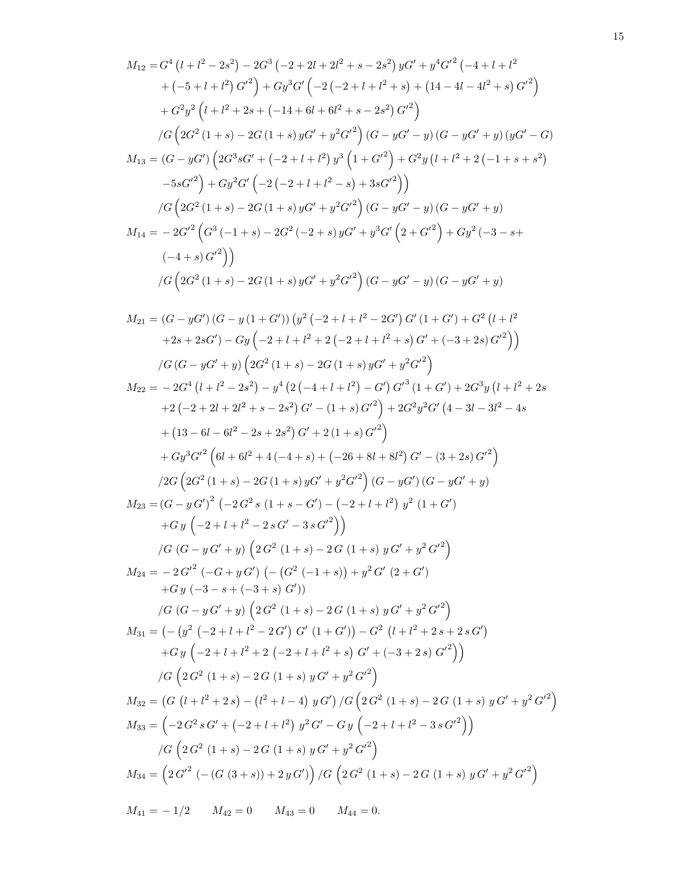$$
\begin{aligned}
M_{12} =& G^4\left(l+l^2-2s^2\right)-2G^3\left(-2+2l+2l^2+s-2s^2\right)yG'+y^4G'^2\left(-4+l+l^2\right.\\
&\left.+\left(-5+l+l^2\right)G'^2\right)+Gy^3G'\left(-2\left(-2+l+l^2+s\right)+\left(14-4l-4l^2+s\right)G'^2\right)\\
&+G^2y^2\left(l+l^2+2s+\left(-14+6l+6l^2+s-2s^2\right)G'^2\right)\\
&/G\left(2G^2\left(1+s\right)-2G\left(1+s\right)yG'+y^2G'^2\right)\left(G-yG'-y\right)\left(G-yG'+y\right)\left(yG'-G\right)
\end{aligned}
$$

$$
\begin{aligned}
M_{13} =& \left(G-yG'\right)\left(2G^3sG'+\left(-2+l+l^2\right)y^3\left(1+G'^2\right)+G^2y\left(l+l^2+2\left(-1+s+s^2\right)\right.\right.\\
&\left.\left.-5sG'^2\right)+Gy^2G'\left(-2\left(-2+l+l^2-s\right)+3sG'^2\right)\right)\\
&/G\left(2G^2\left(1+s\right)-2G\left(1+s\right)yG'+y^2G'^2\right)\left(G-yG'-y\right)\left(G-yG'+y\right)
\end{aligned}
$$

$$
\begin{aligned}
M_{14} =& -2G'^2\left(G^3\left(-1+s\right)-2G^2\left(-2+s\right)yG'+y^3G'\left(2+G'^2\right)+Gy^2\left(-3-s+\right.\right.\\
&\left.\left.\left(-4+s\right)G'^2\right)\right)\\
&/G\left(2G^2\left(1+s\right)-2G\left(1+s\right)yG'+y^2G'^2\right)\left(G-yG'-y\right)\left(G-yG'+y\right)
\end{aligned}
$$

$$
\begin{aligned}
M_{21} =& \left(G-yG'\right)\left(G-y\left(1+G'\right)\right)\left(y^2\left(-2+l+l^2-2G'\right)G'\left(1+G'\right)+G^2\left(l+l^2\right.\right.\\
&\left.\left.+2s+2sG'\right)-Gy\left(-2+l+l^2+2\left(-2+l+l^2+s\right)G'+\left(-3+2s\right)G'^2\right)\right)\\
&/G\left(G-yG'+y\right)\left(2G^2\left(1+s\right)-2G\left(1+s\right)yG'+y^2G'^2\right)
\end{aligned}
$$

$$
\begin{aligned}
M_{22} =& -2G^4\left(l+l^2-2s^2\right)-y^4\left(2\left(-4+l+l^2\right)-G'\right)G'^3\left(1+G'\right)+2G^3y\left(l+l^2+2s\right.\\
&\left.+2\left(-2+2l+2l^2+s-2s^2\right)G'-\left(1+s\right)G'^2\right)+2G^2y^2G'\left(4-3l-3l^2-4s\right.\\
&\left.+\left(13-6l-6l^2-2s+2s^2\right)G'+2\left(1+s\right)G'^2\right)\\
&+Gy^3G'^2\left(6l+6l^2+4\left(-4+s\right)+\left(-26+8l+8l^2\right)G'-\left(3+2s\right)G'^2\right)\\
&/2G\left(2G^2\left(1+s\right)-2G\left(1+s\right)yG'+y^2G'^2\right)\left(G-yG'\right)\left(G-yG'+y\right)
\end{aligned}
$$

$$
\begin{aligned}
M_{23} =& \left(G-y\,G'\right)^2\left(-2\,G^2\,s\,\left(1+s-G'\right)-\left(-2+l+l^2\right)\,y^2\,\left(1+G'\right)\right.\\
&\left.+G\,y\,\left(-2+l+l^2-2\,s\,G'-3\,s\,G'^2\right)\right)\\
&/G\,\left(G-y\,G'+y\right)\,\left(2\,G^2\,\left(1+s\right)-2\,G\,\left(1+s\right)\,y\,G'+y^2\,G'^2\right)
\end{aligned}
$$

$$
\begin{aligned}
M_{24} =& -2\,G'^2\,\left(-G+y\,G'\right)\,\left(-\left(G^2\,\left(-1+s\right)\right)+y^2\,G'\,\left(2+G'\right)\right.\\
&\left.+G\,y\,\left(-3-s+\left(-3+s\right)\,G'\right)\right)\\
&/G\,\left(G-y\,G'+y\right)\,\left(2\,G^2\,\left(1+s\right)-2\,G\,\left(1+s\right)\,y\,G'+y^2\,G'^2\right)
\end{aligned}
$$

$$
\begin{aligned}
M_{31} =& \left(-\left(y^2\,\left(-2+l+l^2-2\,G'\right)\,G'\,\left(1+G'\right)\right)-G^2\,\left(l+l^2+2\,s+2\,s\,G'\right)\right.\\
&\left.+G\,y\,\left(-2+l+l^2+2\,\left(-2+l+l^2+s\right)\,G'+\left(-3+2\,s\right)\,G'^2\right)\right)\\
&/G\,\left(2\,G^2\,\left(1+s\right)-2\,G\,\left(1+s\right)\,y\,G'+y^2\,G'^2\right)
\end{aligned}
$$

$$
M_{32} = \left(G\,\left(l+l^2+2\,s\right)-\left(l^2+l-4\right)\,y\,G'\right)/G\,\left(2\,G^2\,\left(1+s\right)-2\,G\,\left(1+s\right)\,y\,G'+y^2\,G'^2\right)
$$

$$
\begin{aligned}
M_{33} =& \left(-2\,G^2\,s\,G'+\left(-2+l+l^2\right)\,y^2\,G'-G\,y\,\left(-2+l+l^2-3\,s\,G'^2\right)\right)\\
&/G\,\left(2\,G^2\,\left(1+s\right)-2\,G\,\left(1+s\right)\,y\,G'+y^2\,G'^2\right)
\end{aligned}
$$

$$
M_{34} = \left(2\,G'^2\,\left(-\left(G\,\left(3+s\right)\right)+2\,y\,G'\right)\right)/G\,\left(2\,G^2\,\left(1+s\right)-2\,G\,\left(1+s\right)\,y\,G'+y^2\,G'^2\right)
$$

$$
M_{41} = -1/2 \qquad M_{42} = 0 \qquad M_{43} = 0 \qquad M_{44} = 0.
$$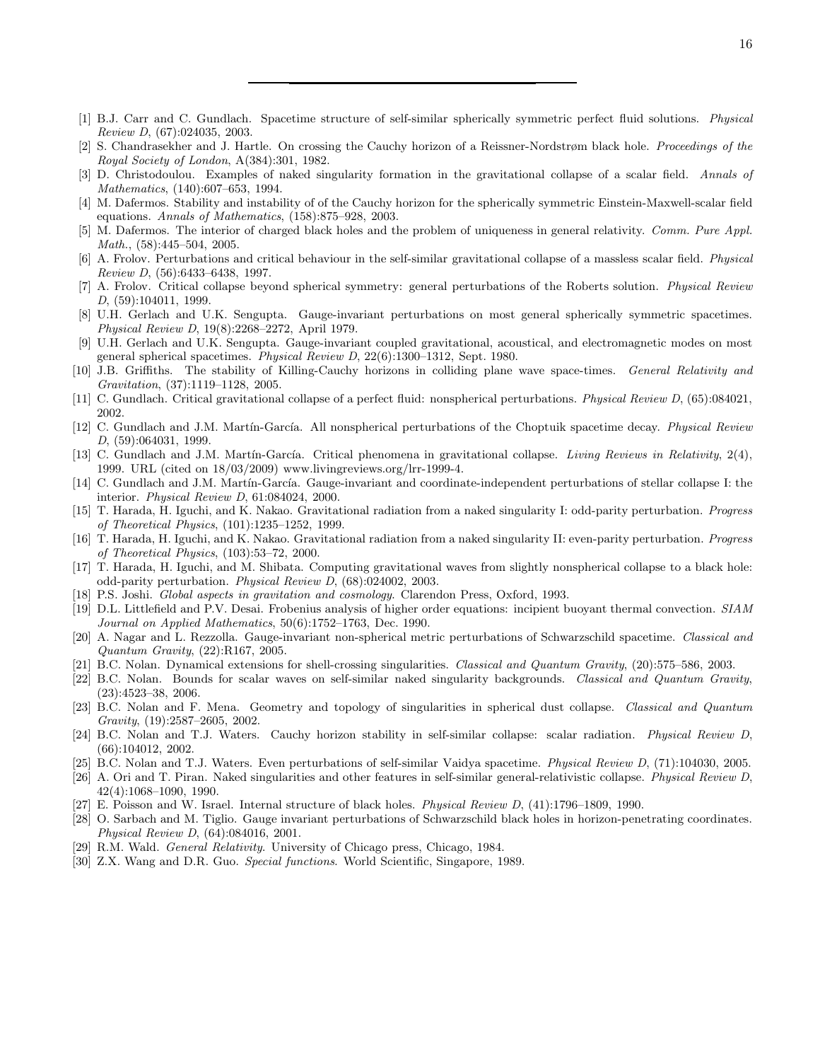---

[1] B.J. Carr and C. Gundlach. Spacetime structure of self-similar spherically symmetric perfect fluid solutions. *Physical Review D*, (67):024035, 2003.

[2] S. Chandrasekher and J. Hartle. On crossing the Cauchy horizon of a Reissner-Nordstrøm black hole. *Proceedings of the Royal Society of London*, A(384):301, 1982.

[3] D. Christodoulou. Examples of naked singularity formation in the gravitational collapse of a scalar field. *Annals of Mathematics*, (140):607–653, 1994.

[4] M. Dafermos. Stability and instability of of the Cauchy horizon for the spherically symmetric Einstein-Maxwell-scalar field equations. *Annals of Mathematics*, (158):875–928, 2003.

[5] M. Dafermos. The interior of charged black holes and the problem of uniqueness in general relativity. *Comm. Pure Appl. Math.*, (58):445–504, 2005.

[6] A. Frolov. Perturbations and critical behaviour in the self-similar gravitational collapse of a massless scalar field. *Physical Review D*, (56):6433–6438, 1997.

[7] A. Frolov. Critical collapse beyond spherical symmetry: general perturbations of the Roberts solution. *Physical Review D*, (59):104011, 1999.

[8] U.H. Gerlach and U.K. Sengupta. Gauge-invariant perturbations on most general spherically symmetric spacetimes. *Physical Review D*, 19(8):2268–2272, April 1979.

[9] U.H. Gerlach and U.K. Sengupta. Gauge-invariant coupled gravitational, acoustical, and electromagnetic modes on most general spherical spacetimes. *Physical Review D*, 22(6):1300–1312, Sept. 1980.

[10] J.B. Griffiths. The stability of Killing-Cauchy horizons in colliding plane wave space-times. *General Relativity and Gravitation*, (37):1119–1128, 2005.

[11] C. Gundlach. Critical gravitational collapse of a perfect fluid: nonspherical perturbations. *Physical Review D*, (65):084021, 2002.

[12] C. Gundlach and J.M. Martín-García. All nonspherical perturbations of the Choptuik spacetime decay. *Physical Review D*, (59):064031, 1999.

[13] C. Gundlach and J.M. Martín-García. Critical phenomena in gravitational collapse. *Living Reviews in Relativity*, 2(4), 1999. URL (cited on 18/03/2009) www.livingreviews.org/lrr-1999-4.

[14] C. Gundlach and J.M. Martín-García. Gauge-invariant and coordinate-independent perturbations of stellar collapse I: the interior. *Physical Review D*, 61:084024, 2000.

[15] T. Harada, H. Iguchi, and K. Nakao. Gravitational radiation from a naked singularity I: odd-parity perturbation. *Progress of Theoretical Physics*, (101):1235–1252, 1999.

[16] T. Harada, H. Iguchi, and K. Nakao. Gravitational radiation from a naked singularity II: even-parity perturbation. *Progress of Theoretical Physics*, (103):53–72, 2000.

[17] T. Harada, H. Iguchi, and M. Shibata. Computing gravitational waves from slightly nonspherical collapse to a black hole: odd-parity perturbation. *Physical Review D*, (68):024002, 2003.

[18] P.S. Joshi. *Global aspects in gravitation and cosmology*. Clarendon Press, Oxford, 1993.

[19] D.L. Littlefield and P.V. Desai. Frobenius analysis of higher order equations: incipient buoyant thermal convection. *SIAM Journal on Applied Mathematics*, 50(6):1752–1763, Dec. 1990.

[20] A. Nagar and L. Rezzolla. Gauge-invariant non-spherical metric perturbations of Schwarzschild spacetime. *Classical and Quantum Gravity*, (22):R167, 2005.

[21] B.C. Nolan. Dynamical extensions for shell-crossing singularities. *Classical and Quantum Gravity*, (20):575–586, 2003.

[22] B.C. Nolan. Bounds for scalar waves on self-similar naked singularity backgrounds. *Classical and Quantum Gravity*, (23):4523–38, 2006.

[23] B.C. Nolan and F. Mena. Geometry and topology of singularities in spherical dust collapse. *Classical and Quantum Gravity*, (19):2587–2605, 2002.

[24] B.C. Nolan and T.J. Waters. Cauchy horizon stability in self-similar collapse: scalar radiation. *Physical Review D*, (66):104012, 2002.

[25] B.C. Nolan and T.J. Waters. Even perturbations of self-similar Vaidya spacetime. *Physical Review D*, (71):104030, 2005.

[26] A. Ori and T. Piran. Naked singularities and other features in self-similar general-relativistic collapse. *Physical Review D*, 42(4):1068–1090, 1990.

[27] E. Poisson and W. Israel. Internal structure of black holes. *Physical Review D*, (41):1796–1809, 1990.

[28] O. Sarbach and M. Tiglio. Gauge invariant perturbations of Schwarzschild black holes in horizon-penetrating coordinates. *Physical Review D*, (64):084016, 2001.

[29] R.M. Wald. *General Relativity*. University of Chicago press, Chicago, 1984.

[30] Z.X. Wang and D.R. Guo. *Special functions*. World Scientific, Singapore, 1989.